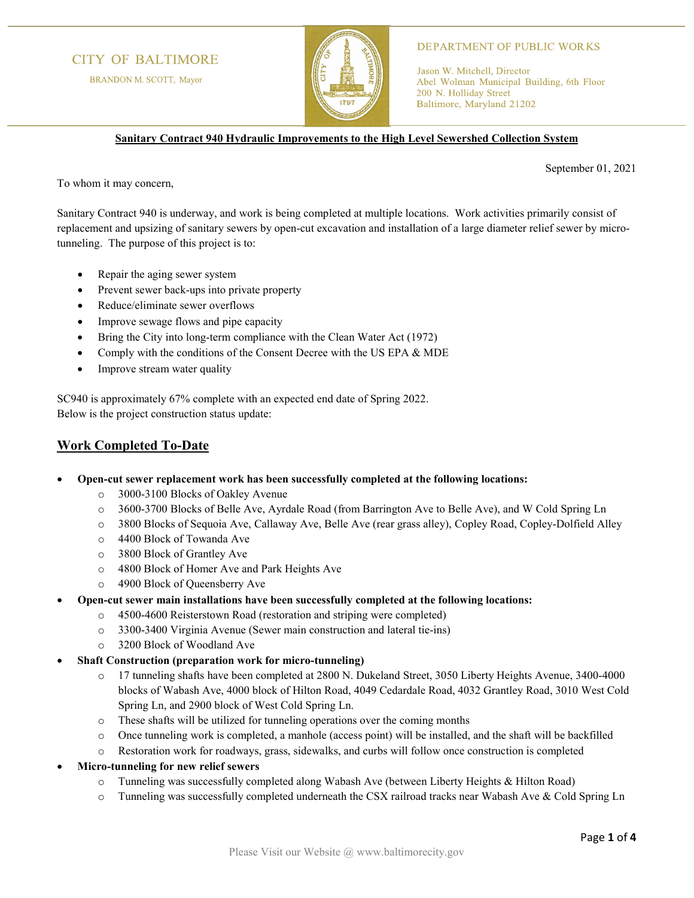CITY OF BALTIMORE

BRANDON M. SCOTT, Mayor

DEPARTMENT OF PUBLIC WORKS

Jason W. Mitchell, Director
Abel Wolman Municipal Building, 6th Floor
200 N. Holliday Street
Baltimore, Maryland 21202

**Sanitary Contract 940 Hydraulic Improvements to the High Level Sewershed Collection System**

September 01, 2021

To whom it may concern,

Sanitary Contract 940 is underway, and work is being completed at multiple locations. Work activities primarily consist of replacement and upsizing of sanitary sewers by open-cut excavation and installation of a large diameter relief sewer by micro-tunneling. The purpose of this project is to:

- Repair the aging sewer system
- Prevent sewer back-ups into private property
- Reduce/eliminate sewer overflows
- Improve sewage flows and pipe capacity
- Bring the City into long-term compliance with the Clean Water Act (1972)
- Comply with the conditions of the Consent Decree with the US EPA & MDE
- Improve stream water quality

SC940 is approximately 67% complete with an expected end date of Spring 2022.
Below is the project construction status update:

## Work Completed To-Date

- **Open-cut sewer replacement work has been successfully completed at the following locations:**
  - 3000-3100 Blocks of Oakley Avenue
  - 3600-3700 Blocks of Belle Ave, Ayrdale Road (from Barrington Ave to Belle Ave), and W Cold Spring Ln
  - 3800 Blocks of Sequoia Ave, Callaway Ave, Belle Ave (rear grass alley), Copley Road, Copley-Dolfield Alley
  - 4400 Block of Towanda Ave
  - 3800 Block of Grantley Ave
  - 4800 Block of Homer Ave and Park Heights Ave
  - 4900 Block of Queensberry Ave
- **Open-cut sewer main installations have been successfully completed at the following locations:**
  - 4500-4600 Reisterstown Road (restoration and striping were completed)
  - 3300-3400 Virginia Avenue (Sewer main construction and lateral tie-ins)
  - 3200 Block of Woodland Ave
- **Shaft Construction (preparation work for micro-tunneling)**
  - 17 tunneling shafts have been completed at 2800 N. Dukeland Street, 3050 Liberty Heights Avenue, 3400-4000 blocks of Wabash Ave, 4000 block of Hilton Road, 4049 Cedardale Road, 4032 Grantley Road, 3010 West Cold Spring Ln, and 2900 block of West Cold Spring Ln.
  - These shafts will be utilized for tunneling operations over the coming months
  - Once tunneling work is completed, a manhole (access point) will be installed, and the shaft will be backfilled
  - Restoration work for roadways, grass, sidewalks, and curbs will follow once construction is completed
- **Micro-tunneling for new relief sewers**
  - Tunneling was successfully completed along Wabash Ave (between Liberty Heights & Hilton Road)
  - Tunneling was successfully completed underneath the CSX railroad tracks near Wabash Ave & Cold Spring Ln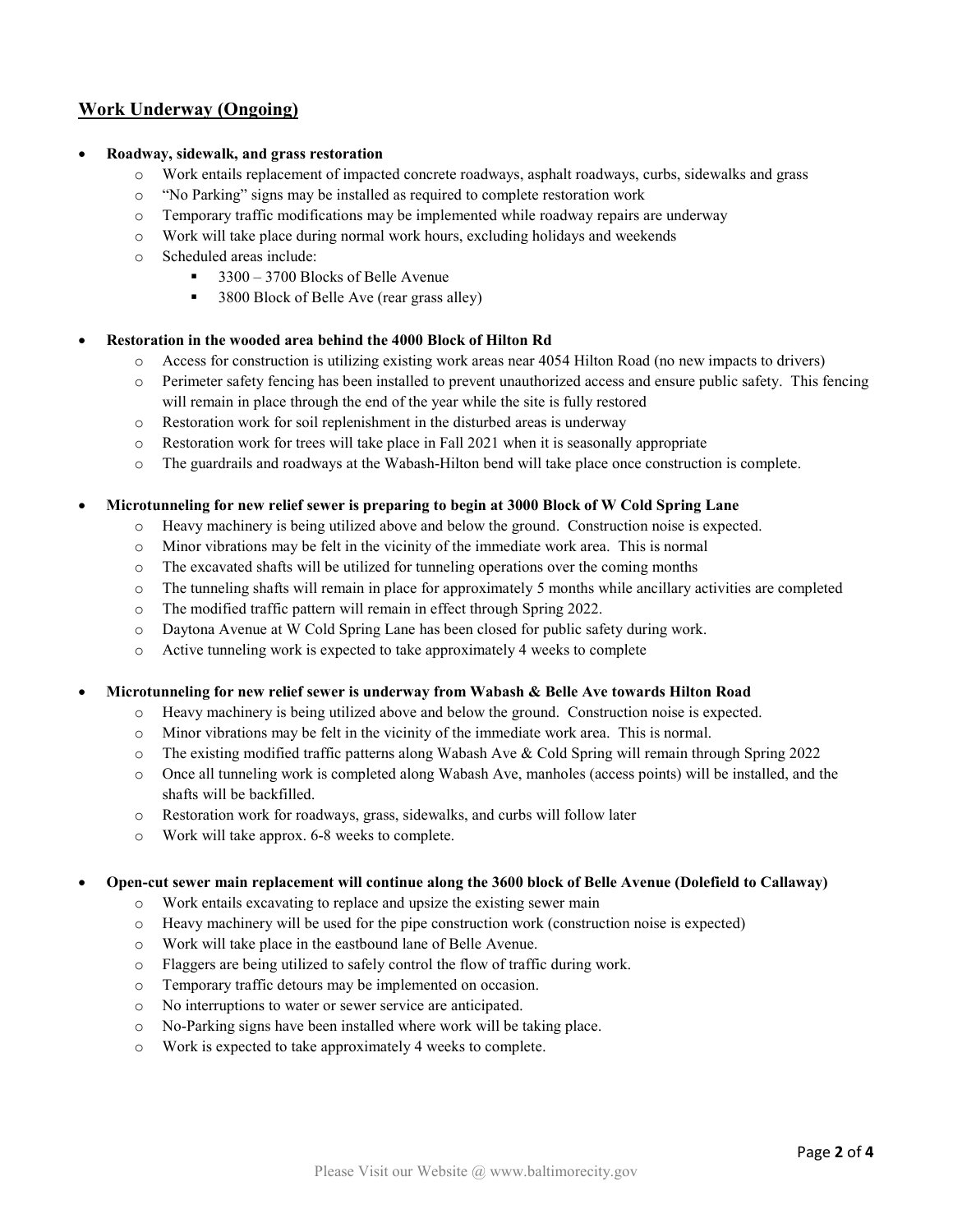## Work Underway (Ongoing)

- **Roadway, sidewalk, and grass restoration**
  - Work entails replacement of impacted concrete roadways, asphalt roadways, curbs, sidewalks and grass
  - "No Parking" signs may be installed as required to complete restoration work
  - Temporary traffic modifications may be implemented while roadway repairs are underway
  - Work will take place during normal work hours, excluding holidays and weekends
  - Scheduled areas include:
    - 3300 – 3700 Blocks of Belle Avenue
    - 3800 Block of Belle Ave (rear grass alley)

- **Restoration in the wooded area behind the 4000 Block of Hilton Rd**
  - Access for construction is utilizing existing work areas near 4054 Hilton Road (no new impacts to drivers)
  - Perimeter safety fencing has been installed to prevent unauthorized access and ensure public safety. This fencing will remain in place through the end of the year while the site is fully restored
  - Restoration work for soil replenishment in the disturbed areas is underway
  - Restoration work for trees will take place in Fall 2021 when it is seasonally appropriate
  - The guardrails and roadways at the Wabash-Hilton bend will take place once construction is complete.

- **Microtunneling for new relief sewer is preparing to begin at 3000 Block of W Cold Spring Lane**
  - Heavy machinery is being utilized above and below the ground. Construction noise is expected.
  - Minor vibrations may be felt in the vicinity of the immediate work area. This is normal
  - The excavated shafts will be utilized for tunneling operations over the coming months
  - The tunneling shafts will remain in place for approximately 5 months while ancillary activities are completed
  - The modified traffic pattern will remain in effect through Spring 2022.
  - Daytona Avenue at W Cold Spring Lane has been closed for public safety during work.
  - Active tunneling work is expected to take approximately 4 weeks to complete

- **Microtunneling for new relief sewer is underway from Wabash & Belle Ave towards Hilton Road**
  - Heavy machinery is being utilized above and below the ground. Construction noise is expected.
  - Minor vibrations may be felt in the vicinity of the immediate work area. This is normal.
  - The existing modified traffic patterns along Wabash Ave & Cold Spring will remain through Spring 2022
  - Once all tunneling work is completed along Wabash Ave, manholes (access points) will be installed, and the shafts will be backfilled.
  - Restoration work for roadways, grass, sidewalks, and curbs will follow later
  - Work will take approx. 6-8 weeks to complete.

- **Open-cut sewer main replacement will continue along the 3600 block of Belle Avenue (Dolefield to Callaway)**
  - Work entails excavating to replace and upsize the existing sewer main
  - Heavy machinery will be used for the pipe construction work (construction noise is expected)
  - Work will take place in the eastbound lane of Belle Avenue.
  - Flaggers are being utilized to safely control the flow of traffic during work.
  - Temporary traffic detours may be implemented on occasion.
  - No interruptions to water or sewer service are anticipated.
  - No-Parking signs have been installed where work will be taking place.
  - Work is expected to take approximately 4 weeks to complete.

Please Visit our Website @ www.baltimorecity.gov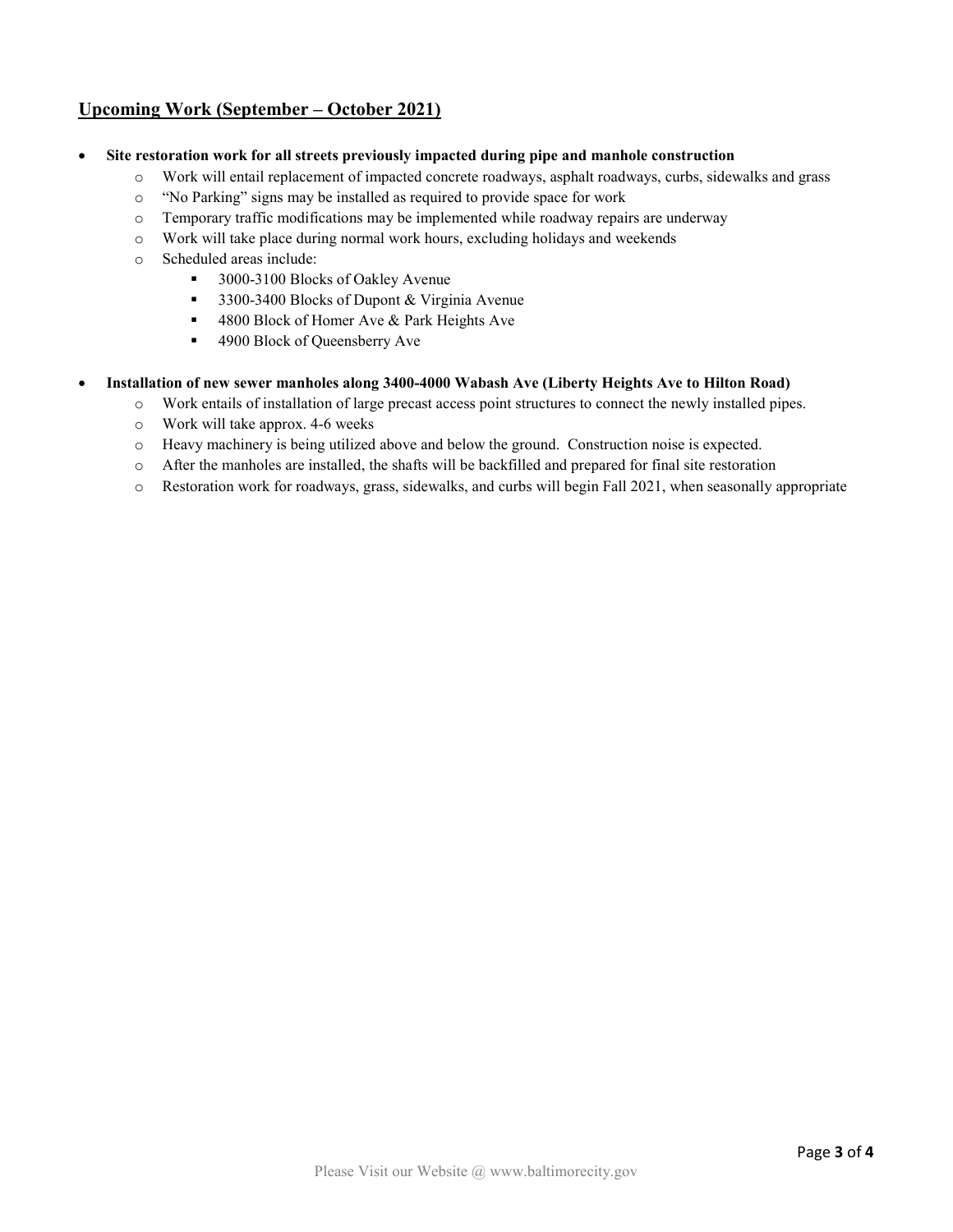## <u>Upcoming Work (September – October 2021)</u>

- **Site restoration work for all streets previously impacted during pipe and manhole construction**
  - Work will entail replacement of impacted concrete roadways, asphalt roadways, curbs, sidewalks and grass
  - "No Parking" signs may be installed as required to provide space for work
  - Temporary traffic modifications may be implemented while roadway repairs are underway
  - Work will take place during normal work hours, excluding holidays and weekends
  - Scheduled areas include:
    - 3000-3100 Blocks of Oakley Avenue
    - 3300-3400 Blocks of Dupont & Virginia Avenue
    - 4800 Block of Homer Ave & Park Heights Ave
    - 4900 Block of Queensberry Ave

- **Installation of new sewer manholes along 3400-4000 Wabash Ave (Liberty Heights Ave to Hilton Road)**
  - Work entails of installation of large precast access point structures to connect the newly installed pipes.
  - Work will take approx. 4-6 weeks
  - Heavy machinery is being utilized above and below the ground. Construction noise is expected.
  - After the manholes are installed, the shafts will be backfilled and prepared for final site restoration
  - Restoration work for roadways, grass, sidewalks, and curbs will begin Fall 2021, when seasonally appropriate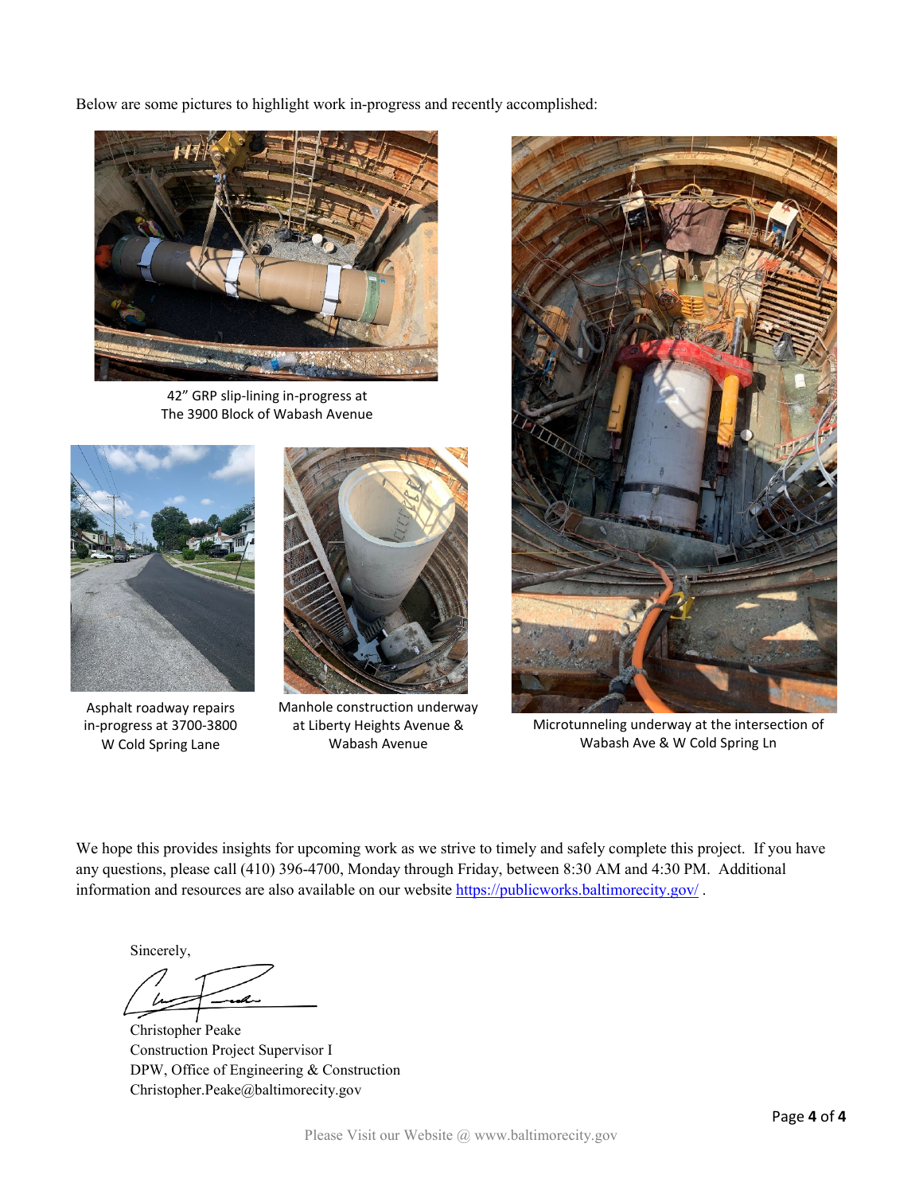Below are some pictures to highlight work in-progress and recently accomplished:

42" GRP slip-lining in-progress at
The 3900 Block of Wabash Avenue

Asphalt roadway repairs
in-progress at 3700-3800
W Cold Spring Lane

Manhole construction underway
at Liberty Heights Avenue &
Wabash Avenue

Microtunneling underway at the intersection of
Wabash Ave & W Cold Spring Ln

We hope this provides insights for upcoming work as we strive to timely and safely complete this project. If you have any questions, please call (410) 396-4700, Monday through Friday, between 8:30 AM and 4:30 PM. Additional information and resources are also available on our website https://publicworks.baltimorecity.gov/ .

Sincerely,

Christopher Peake
Construction Project Supervisor I
DPW, Office of Engineering & Construction
Christopher.Peake@baltimorecity.gov